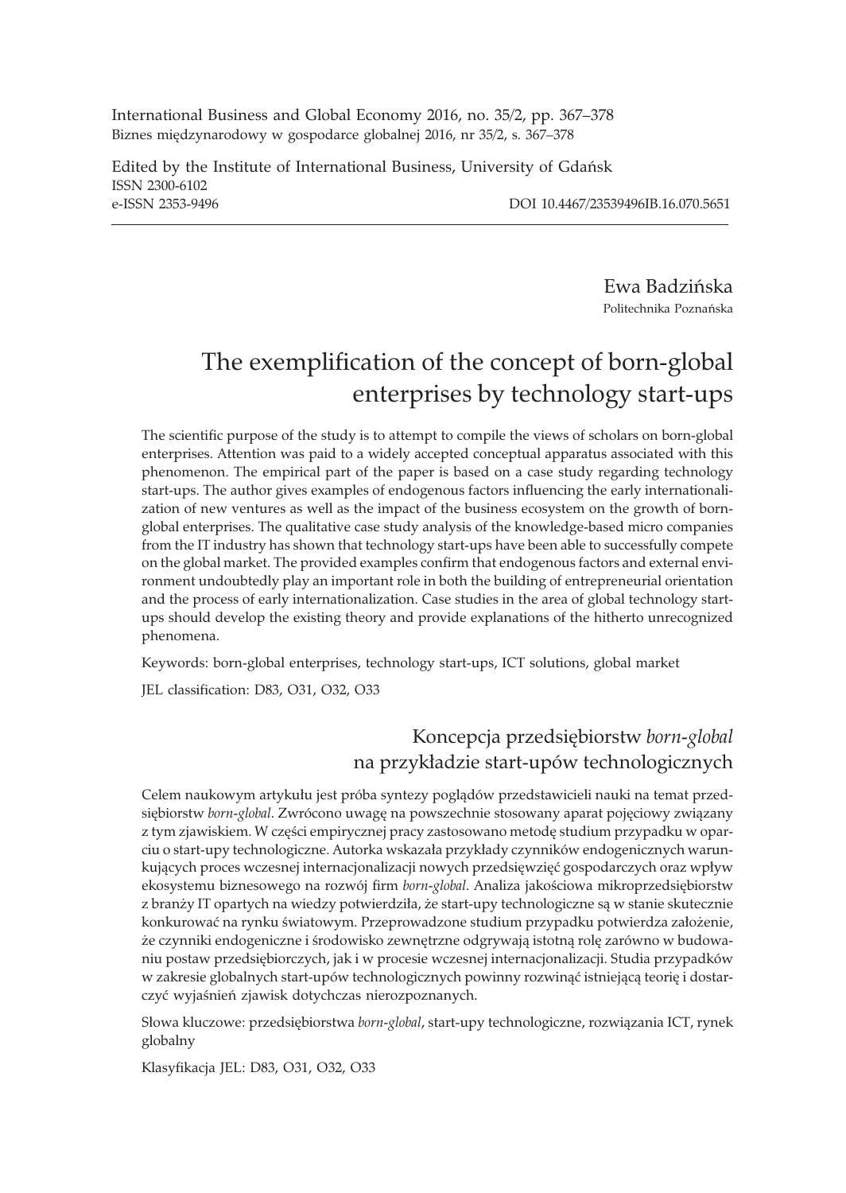International Business and Global Economy 2016, no. 35/2, pp. 367–378
Biznes międzynarodowy w gospodarce globalnej 2016, nr 35/2, s. 367–378

Edited by the Institute of International Business, University of Gdańsk
ISSN 2300-6102
e-ISSN 2353-9496 DOI 10.4467/23539496IB.16.070.5651

Ewa Badzińska
Politechnika Poznańska

# The exemplification of the concept of born-global enterprises by technology start-ups

The scientific purpose of the study is to attempt to compile the views of scholars on born-global enterprises. Attention was paid to a widely accepted conceptual apparatus associated with this phenomenon. The empirical part of the paper is based on a case study regarding technology start-ups. The author gives examples of endogenous factors influencing the early internationalization of new ventures as well as the impact of the business ecosystem on the growth of born-global enterprises. The qualitative case study analysis of the knowledge-based micro companies from the IT industry has shown that technology start-ups have been able to successfully compete on the global market. The provided examples confirm that endogenous factors and external environment undoubtedly play an important role in both the building of entrepreneurial orientation and the process of early internationalization. Case studies in the area of global technology start-ups should develop the existing theory and provide explanations of the hitherto unrecognized phenomena.

Keywords: born-global enterprises, technology start-ups, ICT solutions, global market

JEL classification: D83, O31, O32, O33

## Koncepcja przedsiębiorstw *born-global* na przykładzie start-upów technologicznych

Celem naukowym artykułu jest próba syntezy poglądów przedstawicieli nauki na temat przedsiębiorstw *born-global*. Zwrócono uwagę na powszechnie stosowany aparat pojęciowy związany z tym zjawiskiem. W części empirycznej pracy zastosowano metodę studium przypadku w oparciu o start-upy technologiczne. Autorka wskazała przykłady czynników endogenicznych warunkujących proces wczesnej internacjonalizacji nowych przedsięwzięć gospodarczych oraz wpływ ekosystemu biznesowego na rozwój firm *born-global*. Analiza jakościowa mikroprzedsiębiorstw z branży IT opartych na wiedzy potwierdziła, że start-upy technologiczne są w stanie skutecznie konkurować na rynku światowym. Przeprowadzone studium przypadku potwierdza założenie, że czynniki endogeniczne i środowisko zewnętrzne odgrywają istotną rolę zarówno w budowaniu postaw przedsiębiorczych, jak i w procesie wczesnej internacjonalizacji. Studia przypadków w zakresie globalnych start-upów technologicznych powinny rozwinąć istniejącą teorię i dostarczyć wyjaśnień zjawisk dotychczas nierozpoznanych.

Słowa kluczowe: przedsiębiorstwa *born-global*, start-upy technologiczne, rozwiązania ICT, rynek globalny

Klasyfikacja JEL: D83, O31, O32, O33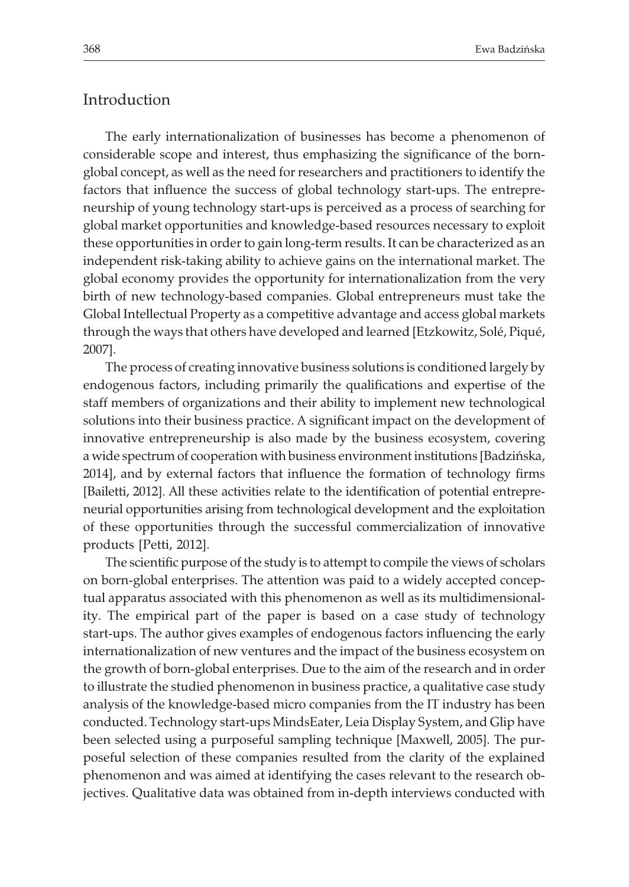## Introduction

The early internationalization of businesses has become a phenomenon of considerable scope and interest, thus emphasizing the significance of the born-global concept, as well as the need for researchers and practitioners to identify the factors that influence the success of global technology start-ups. The entrepreneurship of young technology start-ups is perceived as a process of searching for global market opportunities and knowledge-based resources necessary to exploit these opportunities in order to gain long-term results. It can be characterized as an independent risk-taking ability to achieve gains on the international market. The global economy provides the opportunity for internationalization from the very birth of new technology-based companies. Global entrepreneurs must take the Global Intellectual Property as a competitive advantage and access global markets through the ways that others have developed and learned [Etzkowitz, Solé, Piqué, 2007].

The process of creating innovative business solutions is conditioned largely by endogenous factors, including primarily the qualifications and expertise of the staff members of organizations and their ability to implement new technological solutions into their business practice. A significant impact on the development of innovative entrepreneurship is also made by the business ecosystem, covering a wide spectrum of cooperation with business environment institutions [Badzińska, 2014], and by external factors that influence the formation of technology firms [Bailetti, 2012]. All these activities relate to the identification of potential entrepreneurial opportunities arising from technological development and the exploitation of these opportunities through the successful commercialization of innovative products [Petti, 2012].

The scientific purpose of the study is to attempt to compile the views of scholars on born-global enterprises. The attention was paid to a widely accepted conceptual apparatus associated with this phenomenon as well as its multidimensionality. The empirical part of the paper is based on a case study of technology start-ups. The author gives examples of endogenous factors influencing the early internationalization of new ventures and the impact of the business ecosystem on the growth of born-global enterprises. Due to the aim of the research and in order to illustrate the studied phenomenon in business practice, a qualitative case study analysis of the knowledge-based micro companies from the IT industry has been conducted. Technology start-ups MindsEater, Leia Display System, and Glip have been selected using a purposeful sampling technique [Maxwell, 2005]. The purposeful selection of these companies resulted from the clarity of the explained phenomenon and was aimed at identifying the cases relevant to the research objectives. Qualitative data was obtained from in-depth interviews conducted with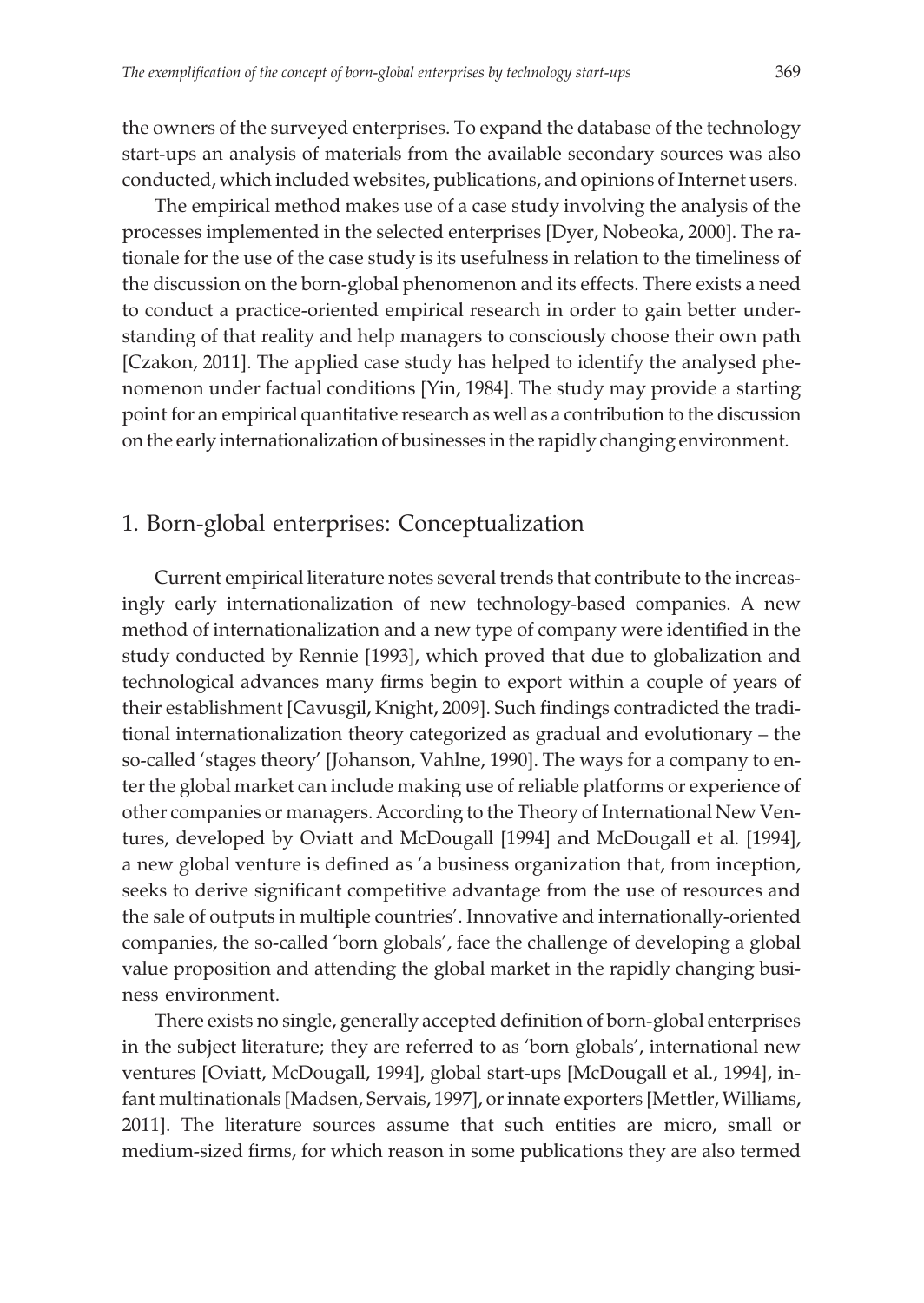the owners of the surveyed enterprises. To expand the database of the technology start-ups an analysis of materials from the available secondary sources was also conducted, which included websites, publications, and opinions of Internet users.

The empirical method makes use of a case study involving the analysis of the processes implemented in the selected enterprises [Dyer, Nobeoka, 2000]. The rationale for the use of the case study is its usefulness in relation to the timeliness of the discussion on the born-global phenomenon and its effects. There exists a need to conduct a practice-oriented empirical research in order to gain better understanding of that reality and help managers to consciously choose their own path [Czakon, 2011]. The applied case study has helped to identify the analysed phenomenon under factual conditions [Yin, 1984]. The study may provide a starting point for an empirical quantitative research as well as a contribution to the discussion on the early internationalization of businesses in the rapidly changing environment.

## 1. Born-global enterprises: Conceptualization

Current empirical literature notes several trends that contribute to the increasingly early internationalization of new technology-based companies. A new method of internationalization and a new type of company were identified in the study conducted by Rennie [1993], which proved that due to globalization and technological advances many firms begin to export within a couple of years of their establishment [Cavusgil, Knight, 2009]. Such findings contradicted the traditional internationalization theory categorized as gradual and evolutionary – the so-called 'stages theory' [Johanson, Vahlne, 1990]. The ways for a company to enter the global market can include making use of reliable platforms or experience of other companies or managers. According to the Theory of International New Ventures, developed by Oviatt and McDougall [1994] and McDougall et al. [1994], a new global venture is defined as 'a business organization that, from inception, seeks to derive significant competitive advantage from the use of resources and the sale of outputs in multiple countries'. Innovative and internationally-oriented companies, the so-called 'born globals', face the challenge of developing a global value proposition and attending the global market in the rapidly changing business environment.

There exists no single, generally accepted definition of born-global enterprises in the subject literature; they are referred to as 'born globals', international new ventures [Oviatt, McDougall, 1994], global start-ups [McDougall et al., 1994], infant multinationals [Madsen, Servais, 1997], or innate exporters [Mettler, Williams, 2011]. The literature sources assume that such entities are micro, small or medium-sized firms, for which reason in some publications they are also termed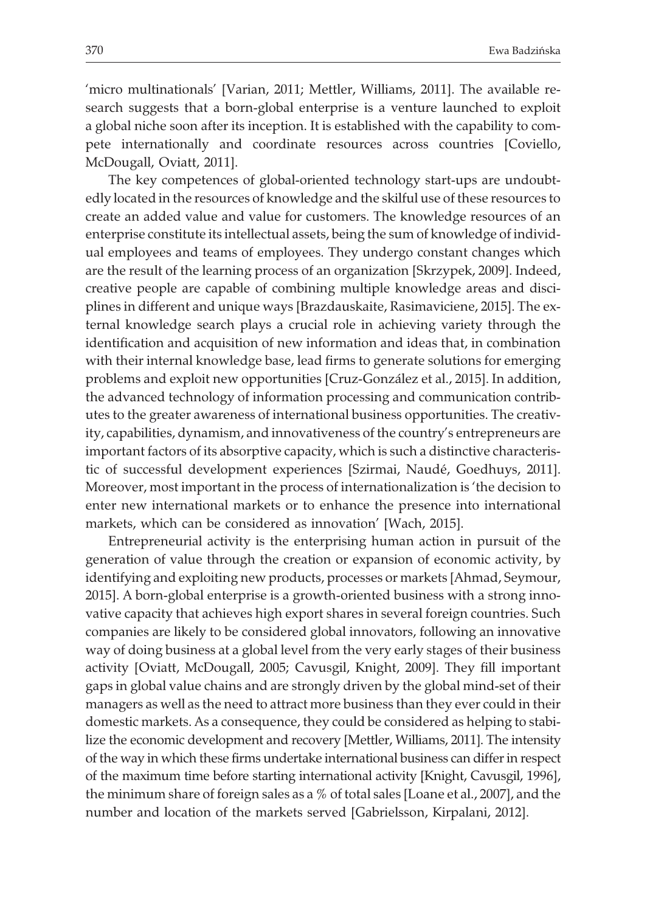'micro multinationals' [Varian, 2011; Mettler, Williams, 2011]. The available research suggests that a born-global enterprise is a venture launched to exploit a global niche soon after its inception. It is established with the capability to compete internationally and coordinate resources across countries [Coviello, McDougall, Oviatt, 2011].

The key competences of global-oriented technology start-ups are undoubtedly located in the resources of knowledge and the skilful use of these resources to create an added value and value for customers. The knowledge resources of an enterprise constitute its intellectual assets, being the sum of knowledge of individual employees and teams of employees. They undergo constant changes which are the result of the learning process of an organization [Skrzypek, 2009]. Indeed, creative people are capable of combining multiple knowledge areas and disciplines in different and unique ways [Brazdauskaite, Rasimaviciene, 2015]. The external knowledge search plays a crucial role in achieving variety through the identification and acquisition of new information and ideas that, in combination with their internal knowledge base, lead firms to generate solutions for emerging problems and exploit new opportunities [Cruz-González et al., 2015]. In addition, the advanced technology of information processing and communication contributes to the greater awareness of international business opportunities. The creativity, capabilities, dynamism, and innovativeness of the country's entrepreneurs are important factors of its absorptive capacity, which is such a distinctive characteristic of successful development experiences [Szirmai, Naudé, Goedhuys, 2011]. Moreover, most important in the process of internationalization is 'the decision to enter new international markets or to enhance the presence into international markets, which can be considered as innovation' [Wach, 2015].

Entrepreneurial activity is the enterprising human action in pursuit of the generation of value through the creation or expansion of economic activity, by identifying and exploiting new products, processes or markets [Ahmad, Seymour, 2015]. A born-global enterprise is a growth-oriented business with a strong innovative capacity that achieves high export shares in several foreign countries. Such companies are likely to be considered global innovators, following an innovative way of doing business at a global level from the very early stages of their business activity [Oviatt, McDougall, 2005; Cavusgil, Knight, 2009]. They fill important gaps in global value chains and are strongly driven by the global mind-set of their managers as well as the need to attract more business than they ever could in their domestic markets. As a consequence, they could be considered as helping to stabilize the economic development and recovery [Mettler, Williams, 2011]. The intensity of the way in which these firms undertake international business can differ in respect of the maximum time before starting international activity [Knight, Cavusgil, 1996], the minimum share of foreign sales as a % of total sales [Loane et al., 2007], and the number and location of the markets served [Gabrielsson, Kirpalani, 2012].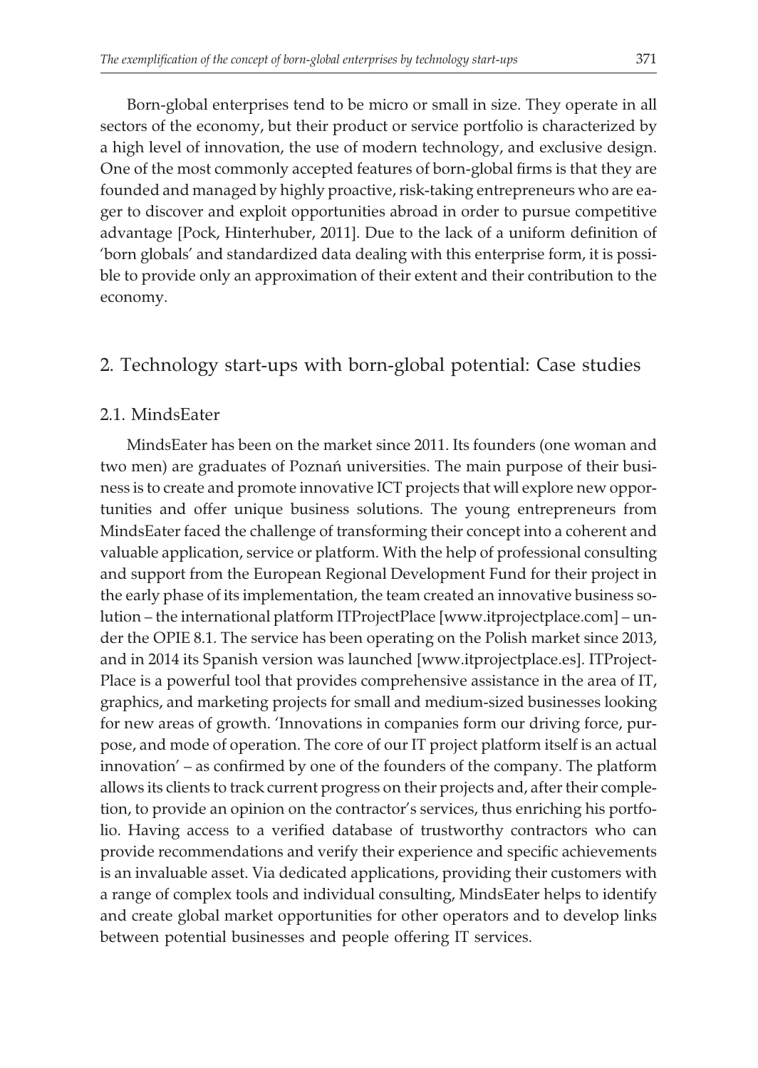Born-global enterprises tend to be micro or small in size. They operate in all sectors of the economy, but their product or service portfolio is characterized by a high level of innovation, the use of modern technology, and exclusive design. One of the most commonly accepted features of born-global firms is that they are founded and managed by highly proactive, risk-taking entrepreneurs who are eager to discover and exploit opportunities abroad in order to pursue competitive advantage [Pock, Hinterhuber, 2011]. Due to the lack of a uniform definition of 'born globals' and standardized data dealing with this enterprise form, it is possible to provide only an approximation of their extent and their contribution to the economy.

## 2. Technology start-ups with born-global potential: Case studies

### 2.1. MindsEater

MindsEater has been on the market since 2011. Its founders (one woman and two men) are graduates of Poznań universities. The main purpose of their business is to create and promote innovative ICT projects that will explore new opportunities and offer unique business solutions. The young entrepreneurs from MindsEater faced the challenge of transforming their concept into a coherent and valuable application, service or platform. With the help of professional consulting and support from the European Regional Development Fund for their project in the early phase of its implementation, the team created an innovative business solution – the international platform ITProjectPlace [www.itprojectplace.com] – under the OPIE 8.1. The service has been operating on the Polish market since 2013, and in 2014 its Spanish version was launched [www.itprojectplace.es]. ITProjectPlace is a powerful tool that provides comprehensive assistance in the area of IT, graphics, and marketing projects for small and medium-sized businesses looking for new areas of growth. 'Innovations in companies form our driving force, purpose, and mode of operation. The core of our IT project platform itself is an actual innovation' – as confirmed by one of the founders of the company. The platform allows its clients to track current progress on their projects and, after their completion, to provide an opinion on the contractor's services, thus enriching his portfolio. Having access to a verified database of trustworthy contractors who can provide recommendations and verify their experience and specific achievements is an invaluable asset. Via dedicated applications, providing their customers with a range of complex tools and individual consulting, MindsEater helps to identify and create global market opportunities for other operators and to develop links between potential businesses and people offering IT services.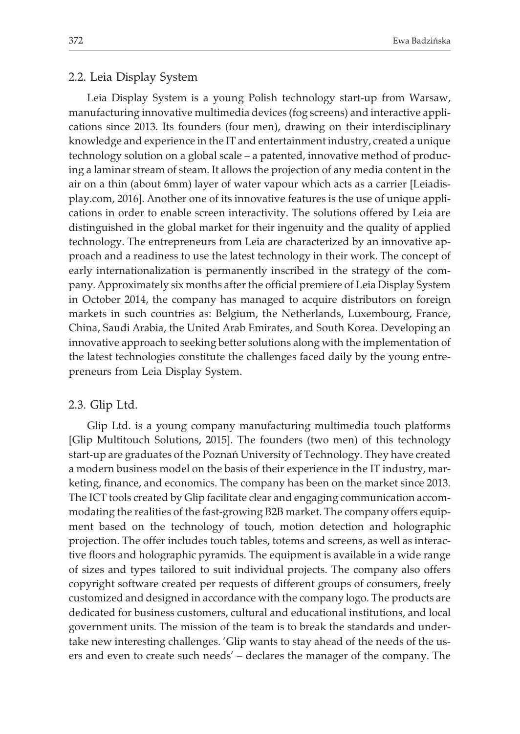### 2.2. Leia Display System

Leia Display System is a young Polish technology start-up from Warsaw, manufacturing innovative multimedia devices (fog screens) and interactive applications since 2013. Its founders (four men), drawing on their interdisciplinary knowledge and experience in the IT and entertainment industry, created a unique technology solution on a global scale – a patented, innovative method of producing a laminar stream of steam. It allows the projection of any media content in the air on a thin (about 6mm) layer of water vapour which acts as a carrier [Leiadisplay.com, 2016]. Another one of its innovative features is the use of unique applications in order to enable screen interactivity. The solutions offered by Leia are distinguished in the global market for their ingenuity and the quality of applied technology. The entrepreneurs from Leia are characterized by an innovative approach and a readiness to use the latest technology in their work. The concept of early internationalization is permanently inscribed in the strategy of the company. Approximately six months after the official premiere of Leia Display System in October 2014, the company has managed to acquire distributors on foreign markets in such countries as: Belgium, the Netherlands, Luxembourg, France, China, Saudi Arabia, the United Arab Emirates, and South Korea. Developing an innovative approach to seeking better solutions along with the implementation of the latest technologies constitute the challenges faced daily by the young entrepreneurs from Leia Display System.

### 2.3. Glip Ltd.

Glip Ltd. is a young company manufacturing multimedia touch platforms [Glip Multitouch Solutions, 2015]. The founders (two men) of this technology start-up are graduates of the Poznań University of Technology. They have created a modern business model on the basis of their experience in the IT industry, marketing, finance, and economics. The company has been on the market since 2013. The ICT tools created by Glip facilitate clear and engaging communication accommodating the realities of the fast-growing B2B market. The company offers equipment based on the technology of touch, motion detection and holographic projection. The offer includes touch tables, totems and screens, as well as interactive floors and holographic pyramids. The equipment is available in a wide range of sizes and types tailored to suit individual projects. The company also offers copyright software created per requests of different groups of consumers, freely customized and designed in accordance with the company logo. The products are dedicated for business customers, cultural and educational institutions, and local government units. The mission of the team is to break the standards and undertake new interesting challenges. 'Glip wants to stay ahead of the needs of the users and even to create such needs' – declares the manager of the company. The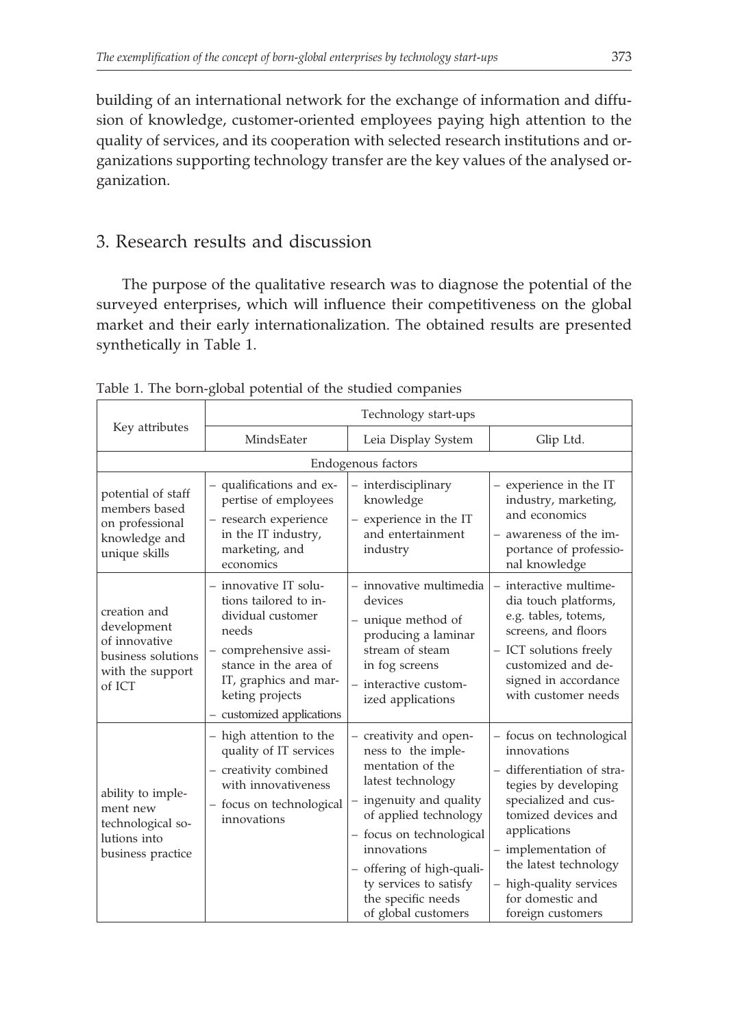building of an international network for the exchange of information and diffusion of knowledge, customer-oriented employees paying high attention to the quality of services, and its cooperation with selected research institutions and organizations supporting technology transfer are the key values of the analysed organization.

## 3. Research results and discussion

The purpose of the qualitative research was to diagnose the potential of the surveyed enterprises, which will influence their competitiveness on the global market and their early internationalization. The obtained results are presented synthetically in Table 1.

Table 1. The born-global potential of the studied companies

| Key attributes | Technology start-ups | | |
|---|---|---|---|
| | MindsEater | Leia Display System | Glip Ltd. |
| Endogenous factors | | | |
| potential of staff members based on professional knowledge and unique skills | – qualifications and expertise of employees<br>– research experience in the IT industry, marketing, and economics | – interdisciplinary knowledge<br>– experience in the IT and entertainment industry | – experience in the IT industry, marketing, and economics<br>– awareness of the importance of professional knowledge |
| creation and development of innovative business solutions with the support of ICT | – innovative IT solutions tailored to individual customer needs<br>– comprehensive assistance in the area of IT, graphics and marketing projects<br>– customized applications | – innovative multimedia devices<br>– unique method of producing a laminar stream of steam in fog screens<br>– interactive customized applications | – interactive multimedia touch platforms, e.g. tables, totems, screens, and floors<br>– ICT solutions freely customized and designed in accordance with customer needs |
| ability to implement new technological solutions into business practice | – high attention to the quality of IT services<br>– creativity combined with innovativeness<br>– focus on technological innovations | – creativity and openness to the implementation of the latest technology<br>– ingenuity and quality of applied technology<br>– focus on technological innovations<br>– offering of high-quality services to satisfy the specific needs of global customers | – focus on technological innovations<br>– differentiation of strategies by developing specialized and customized devices and applications<br>– implementation of the latest technology<br>– high-quality services for domestic and foreign customers |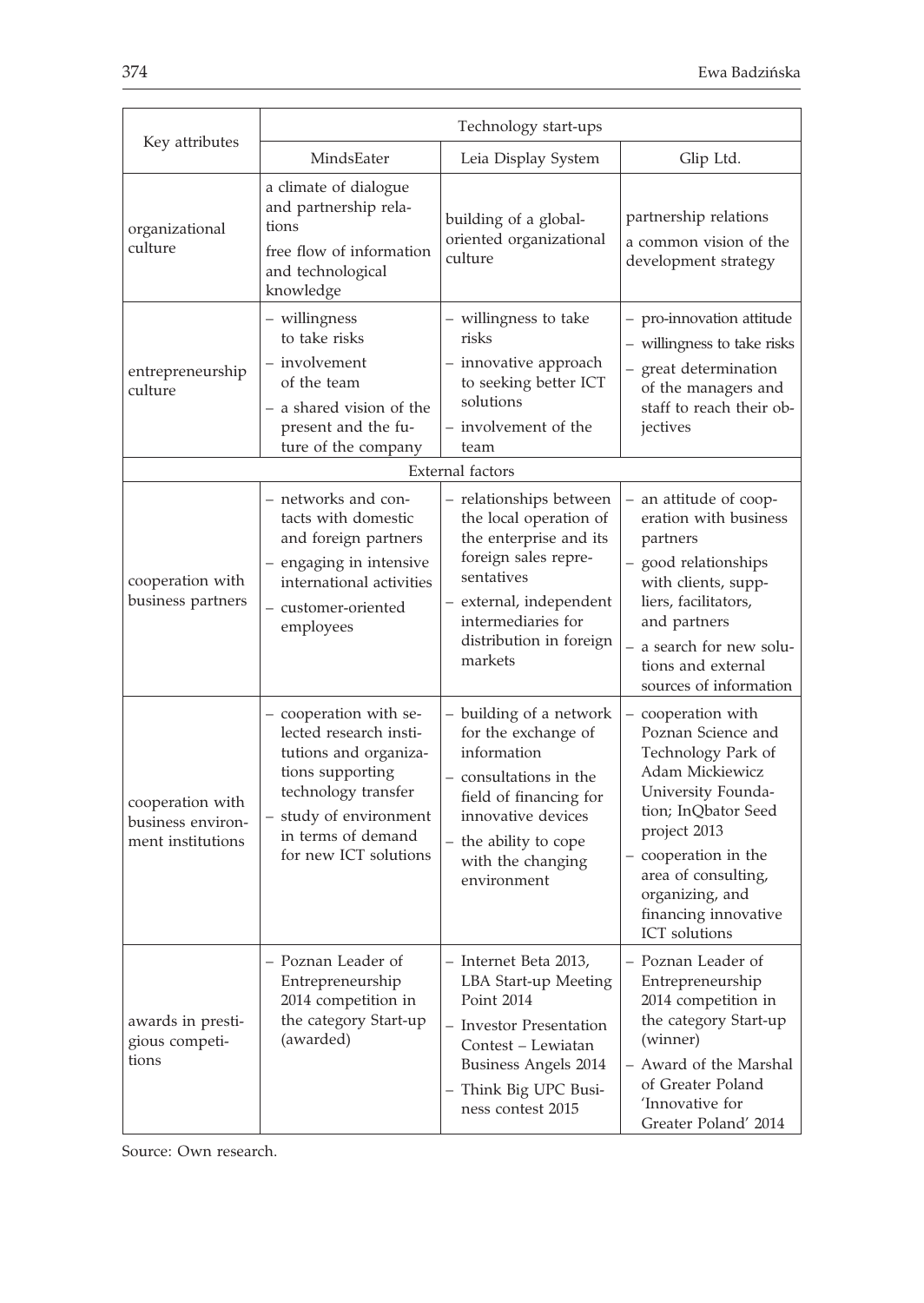| Key attributes | Technology start-ups | | |
|---|---|---|---|
| | MindsEater | Leia Display System | Glip Ltd. |
| organizational culture | a climate of dialogue and partnership relations<br>free flow of information and technological knowledge | building of a global-oriented organizational culture | partnership relations<br>a common vision of the development strategy |
| entrepreneurship culture | – willingness to take risks<br>– involvement of the team<br>– a shared vision of the present and the future of the company | – willingness to take risks<br>– innovative approach to seeking better ICT solutions<br>– involvement of the team | – pro-innovation attitude<br>– willingness to take risks<br>– great determination of the managers and staff to reach their objectives |
| External factors | | | |
| cooperation with business partners | – networks and contacts with domestic and foreign partners<br>– engaging in intensive international activities<br>– customer-oriented employees | – relationships between the local operation of the enterprise and its foreign sales representatives<br>– external, independent intermediaries for distribution in foreign markets | – an attitude of cooperation with business partners<br>– good relationships with clients, suppliers, facilitators, and partners<br>– a search for new solutions and external sources of information |
| cooperation with business environment institutions | – cooperation with selected research institutions and organizations supporting technology transfer<br>– study of environment in terms of demand for new ICT solutions | – building of a network for the exchange of information<br>– consultations in the field of financing for innovative devices<br>– the ability to cope with the changing environment | – cooperation with Poznan Science and Technology Park of Adam Mickiewicz University Foundation; InQbator Seed project 2013<br>– cooperation in the area of consulting, organizing, and financing innovative ICT solutions |
| awards in prestigious competitions | – Poznan Leader of Entrepreneurship 2014 competition in the category Start-up (awarded) | – Internet Beta 2013, LBA Start-up Meeting Point 2014<br>– Investor Presentation Contest – Lewiatan Business Angels 2014<br>– Think Big UPC Business contest 2015 | – Poznan Leader of Entrepreneurship 2014 competition in the category Start-up (winner)<br>– Award of the Marshal of Greater Poland 'Innovative for Greater Poland' 2014 |

Source: Own research.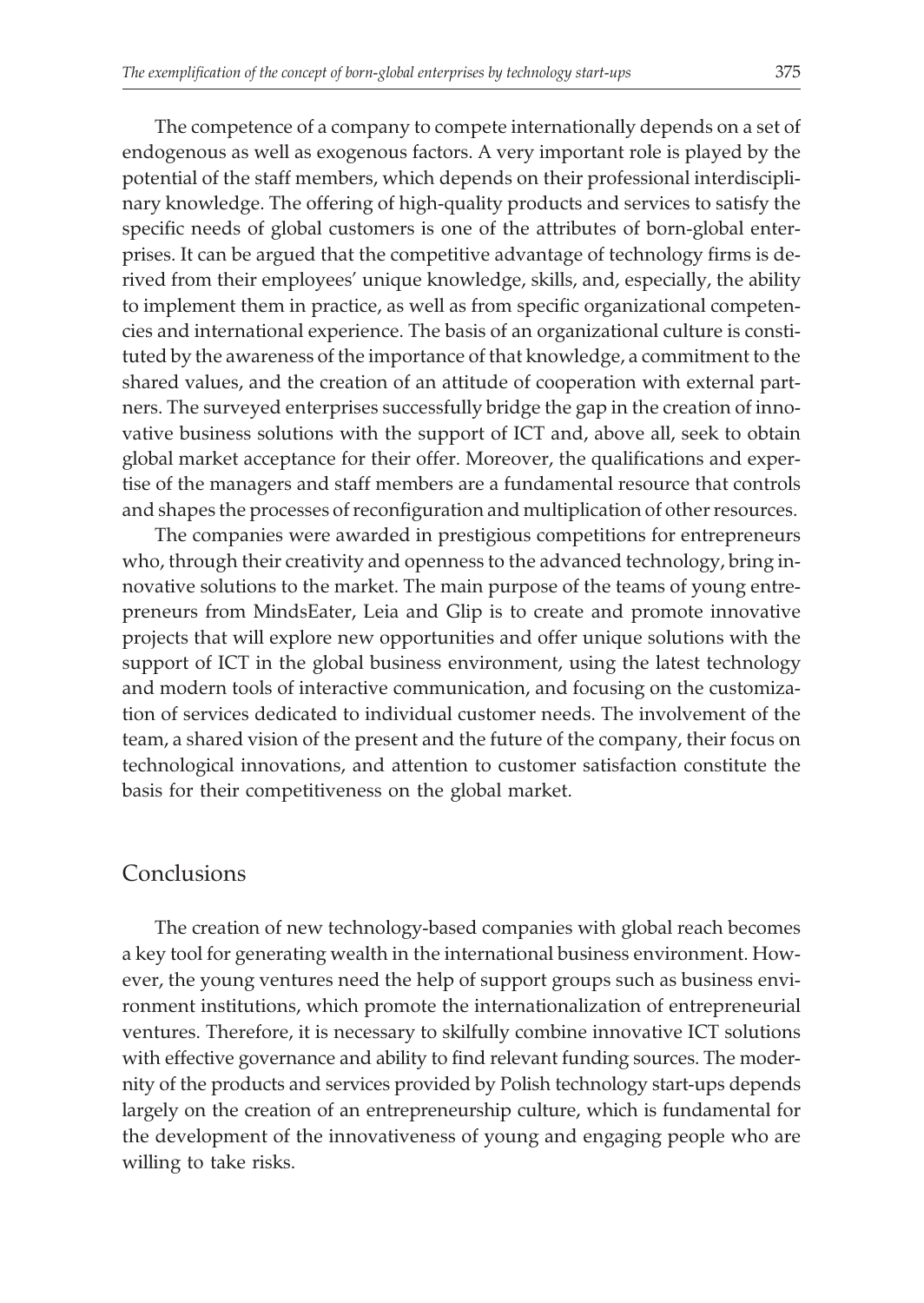The competence of a company to compete internationally depends on a set of endogenous as well as exogenous factors. A very important role is played by the potential of the staff members, which depends on their professional interdisciplinary knowledge. The offering of high-quality products and services to satisfy the specific needs of global customers is one of the attributes of born-global enterprises. It can be argued that the competitive advantage of technology firms is derived from their employees' unique knowledge, skills, and, especially, the ability to implement them in practice, as well as from specific organizational competencies and international experience. The basis of an organizational culture is constituted by the awareness of the importance of that knowledge, a commitment to the shared values, and the creation of an attitude of cooperation with external partners. The surveyed enterprises successfully bridge the gap in the creation of innovative business solutions with the support of ICT and, above all, seek to obtain global market acceptance for their offer. Moreover, the qualifications and expertise of the managers and staff members are a fundamental resource that controls and shapes the processes of reconfiguration and multiplication of other resources.

The companies were awarded in prestigious competitions for entrepreneurs who, through their creativity and openness to the advanced technology, bring innovative solutions to the market. The main purpose of the teams of young entrepreneurs from MindsEater, Leia and Glip is to create and promote innovative projects that will explore new opportunities and offer unique solutions with the support of ICT in the global business environment, using the latest technology and modern tools of interactive communication, and focusing on the customization of services dedicated to individual customer needs. The involvement of the team, a shared vision of the present and the future of the company, their focus on technological innovations, and attention to customer satisfaction constitute the basis for their competitiveness on the global market.

## Conclusions

The creation of new technology-based companies with global reach becomes a key tool for generating wealth in the international business environment. However, the young ventures need the help of support groups such as business environment institutions, which promote the internationalization of entrepreneurial ventures. Therefore, it is necessary to skilfully combine innovative ICT solutions with effective governance and ability to find relevant funding sources. The modernity of the products and services provided by Polish technology start-ups depends largely on the creation of an entrepreneurship culture, which is fundamental for the development of the innovativeness of young and engaging people who are willing to take risks.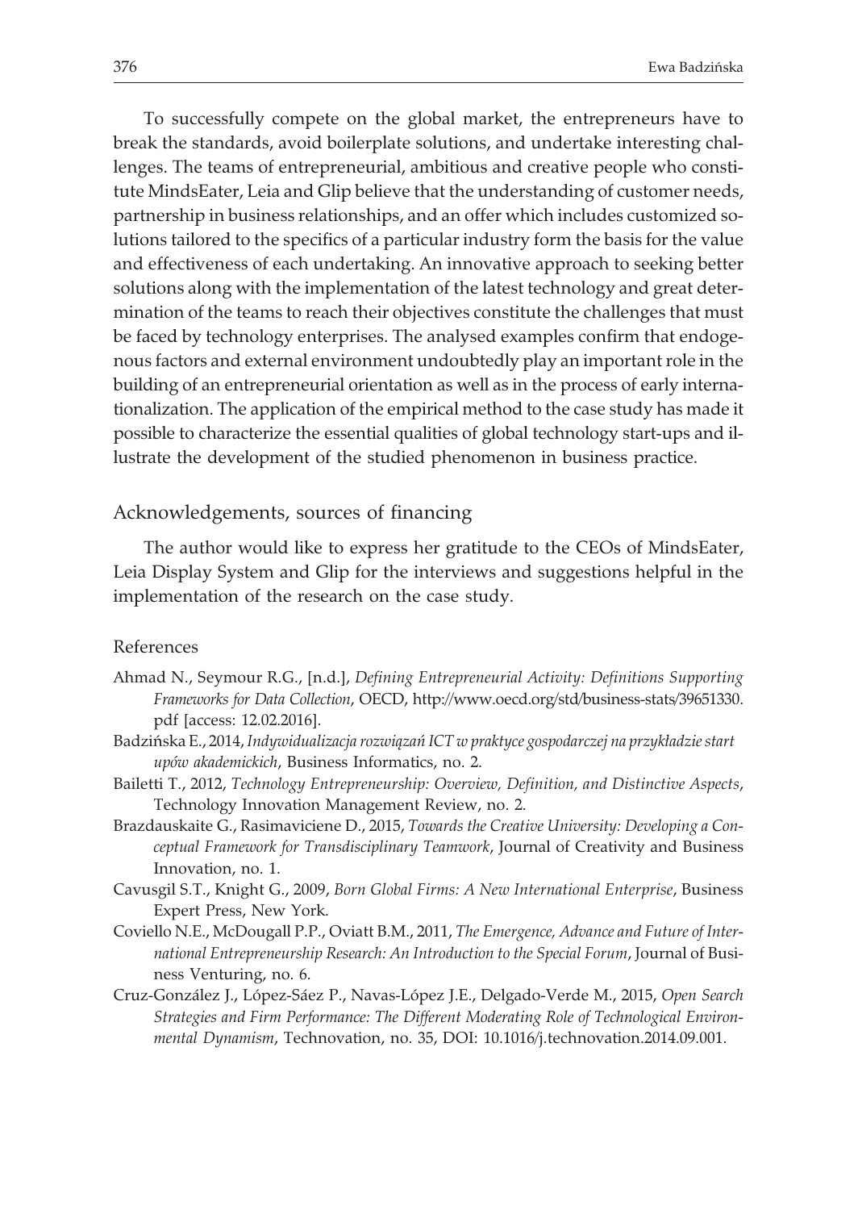To successfully compete on the global market, the entrepreneurs have to break the standards, avoid boilerplate solutions, and undertake interesting challenges. The teams of entrepreneurial, ambitious and creative people who constitute MindsEater, Leia and Glip believe that the understanding of customer needs, partnership in business relationships, and an offer which includes customized solutions tailored to the specifics of a particular industry form the basis for the value and effectiveness of each undertaking. An innovative approach to seeking better solutions along with the implementation of the latest technology and great determination of the teams to reach their objectives constitute the challenges that must be faced by technology enterprises. The analysed examples confirm that endogenous factors and external environment undoubtedly play an important role in the building of an entrepreneurial orientation as well as in the process of early internationalization. The application of the empirical method to the case study has made it possible to characterize the essential qualities of global technology start-ups and illustrate the development of the studied phenomenon in business practice.

## Acknowledgements, sources of financing

The author would like to express her gratitude to the CEOs of MindsEater, Leia Display System and Glip for the interviews and suggestions helpful in the implementation of the research on the case study.

## References

Ahmad N., Seymour R.G., [n.d.], *Defining Entrepreneurial Activity: Definitions Supporting Frameworks for Data Collection*, OECD, http://www.oecd.org/std/business-stats/39651330.pdf [access: 12.02.2016].

Badzińska E., 2014, *Indywidualizacja rozwiązań ICT w praktyce gospodarczej na przykładzie start upów akademickich*, Business Informatics, no. 2.

Bailetti T., 2012, *Technology Entrepreneurship: Overview, Definition, and Distinctive Aspects*, Technology Innovation Management Review, no. 2.

Brazdauskaite G., Rasimaviciene D., 2015, *Towards the Creative University: Developing a Conceptual Framework for Transdisciplinary Teamwork*, Journal of Creativity and Business Innovation, no. 1.

Cavusgil S.T., Knight G., 2009, *Born Global Firms: A New International Enterprise*, Business Expert Press, New York.

Coviello N.E., McDougall P.P., Oviatt B.M., 2011, *The Emergence, Advance and Future of International Entrepreneurship Research: An Introduction to the Special Forum*, Journal of Business Venturing, no. 6.

Cruz-González J., López-Sáez P., Navas-López J.E., Delgado-Verde M., 2015, *Open Search Strategies and Firm Performance: The Different Moderating Role of Technological Environmental Dynamism*, Technovation, no. 35, DOI: 10.1016/j.technovation.2014.09.001.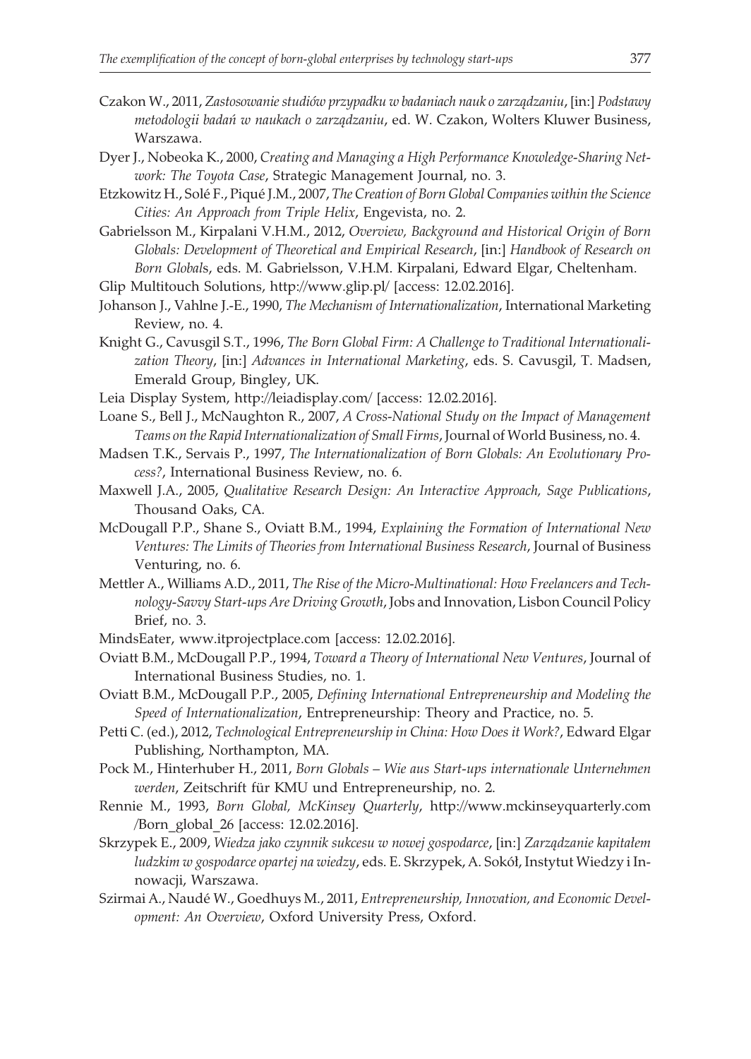Czakon W., 2011, *Zastosowanie studiów przypadku w badaniach nauk o zarządzaniu*, [in:] *Podstawy metodologii badań w naukach o zarządzaniu*, ed. W. Czakon, Wolters Kluwer Business, Warszawa.

Dyer J., Nobeoka K., 2000, *Creating and Managing a High Performance Knowledge-Sharing Network: The Toyota Case*, Strategic Management Journal, no. 3.

Etzkowitz H., Solé F., Piqué J.M., 2007, *The Creation of Born Global Companies within the Science Cities: An Approach from Triple Helix*, Engevista, no. 2.

Gabrielsson M., Kirpalani V.H.M., 2012, *Overview, Background and Historical Origin of Born Globals: Development of Theoretical and Empirical Research*, [in:] *Handbook of Research on Born Globals*, eds. M. Gabrielsson, V.H.M. Kirpalani, Edward Elgar, Cheltenham.

Glip Multitouch Solutions, http://www.glip.pl/ [access: 12.02.2016].

Johanson J., Vahlne J.-E., 1990, *The Mechanism of Internationalization*, International Marketing Review, no. 4.

Knight G., Cavusgil S.T., 1996, *The Born Global Firm: A Challenge to Traditional Internationalization Theory*, [in:] *Advances in International Marketing*, eds. S. Cavusgil, T. Madsen, Emerald Group, Bingley, UK.

Leia Display System, http://leiadisplay.com/ [access: 12.02.2016].

Loane S., Bell J., McNaughton R., 2007, *A Cross-National Study on the Impact of Management Teams on the Rapid Internationalization of Small Firms*, Journal of World Business, no. 4.

Madsen T.K., Servais P., 1997, *The Internationalization of Born Globals: An Evolutionary Process?*, International Business Review, no. 6.

Maxwell J.A., 2005, *Qualitative Research Design: An Interactive Approach, Sage Publications*, Thousand Oaks, CA.

McDougall P.P., Shane S., Oviatt B.M., 1994, *Explaining the Formation of International New Ventures: The Limits of Theories from International Business Research*, Journal of Business Venturing, no. 6.

Mettler A., Williams A.D., 2011, *The Rise of the Micro-Multinational: How Freelancers and Technology-Savvy Start-ups Are Driving Growth*, Jobs and Innovation, Lisbon Council Policy Brief, no. 3.

MindsEater, www.itprojectplace.com [access: 12.02.2016].

Oviatt B.M., McDougall P.P., 1994, *Toward a Theory of International New Ventures*, Journal of International Business Studies, no. 1.

Oviatt B.M., McDougall P.P., 2005, *Defining International Entrepreneurship and Modeling the Speed of Internationalization*, Entrepreneurship: Theory and Practice, no. 5.

Petti C. (ed.), 2012, *Technological Entrepreneurship in China: How Does it Work?*, Edward Elgar Publishing, Northampton, MA.

Pock M., Hinterhuber H., 2011, *Born Globals – Wie aus Start-ups internationale Unternehmen werden*, Zeitschrift für KMU und Entrepreneurship, no. 2.

Rennie M., 1993, *Born Global, McKinsey Quarterly*, http://www.mckinseyquarterly.com/Born_global_26 [access: 12.02.2016].

Skrzypek E., 2009, *Wiedza jako czynnik sukcesu w nowej gospodarce*, [in:] *Zarządzanie kapitałem ludzkim w gospodarce opartej na wiedzy*, eds. E. Skrzypek, A. Sokół, Instytut Wiedzy i Innowacji, Warszawa.

Szirmai A., Naudé W., Goedhuys M., 2011, *Entrepreneurship, Innovation, and Economic Development: An Overview*, Oxford University Press, Oxford.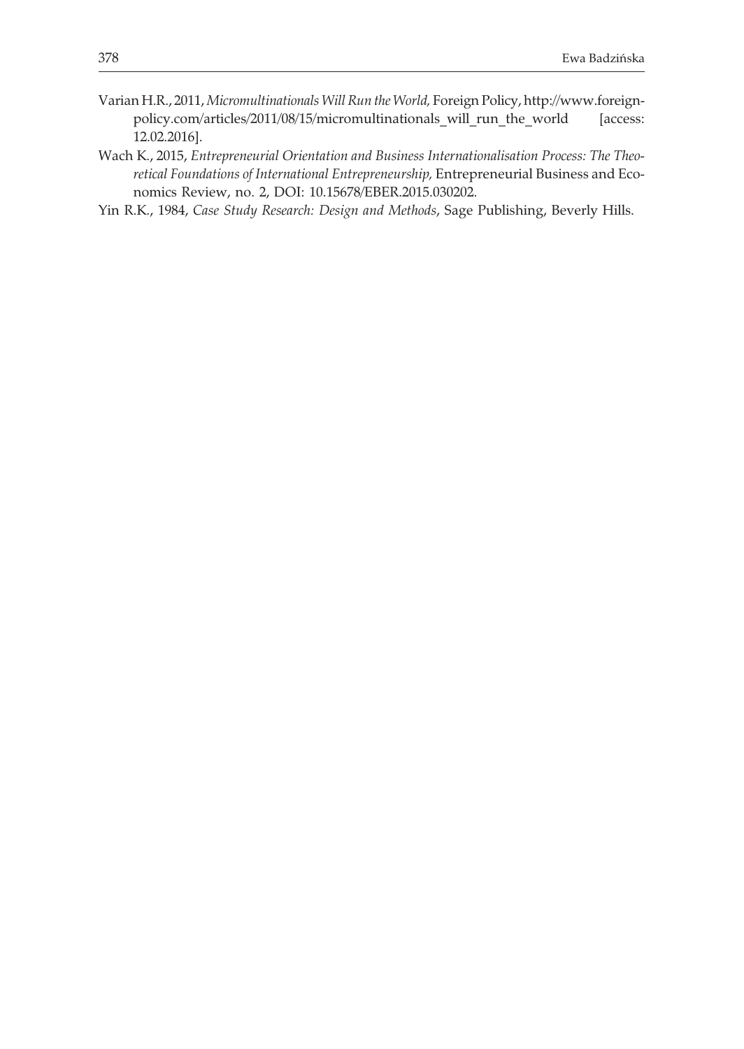Varian H.R., 2011, *Micromultinationals Will Run the World*, Foreign Policy, http://www.foreignpolicy.com/articles/2011/08/15/micromultinationals_will_run_the_world [access: 12.02.2016].

Wach K., 2015, *Entrepreneurial Orientation and Business Internationalisation Process: The Theoretical Foundations of International Entrepreneurship*, Entrepreneurial Business and Economics Review, no. 2, DOI: 10.15678/EBER.2015.030202.

Yin R.K., 1984, *Case Study Research: Design and Methods*, Sage Publishing, Beverly Hills.